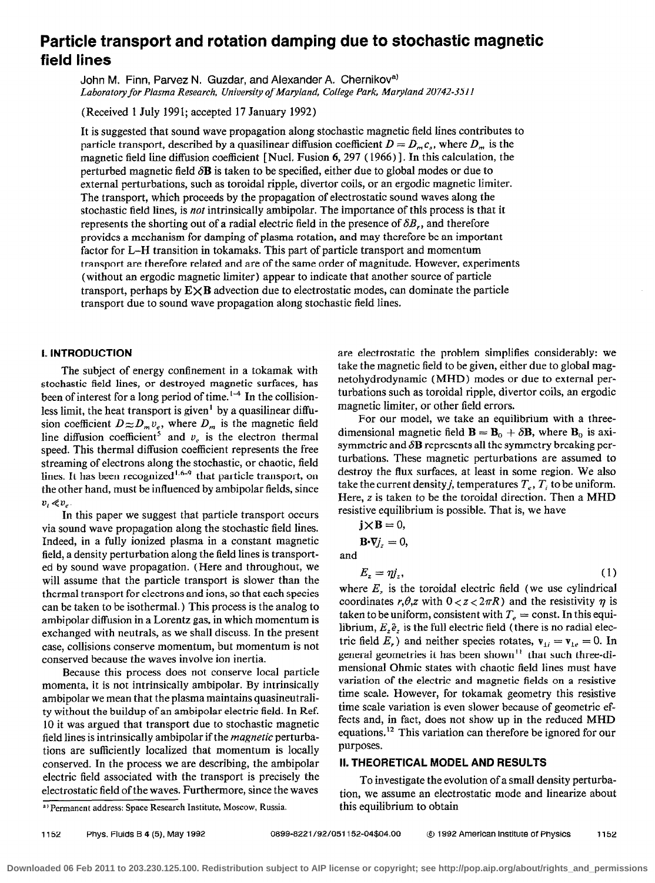# Particle transport and rotation damping due to stochastic magnetic field lines

John M. Finn, Parvez N. Guzdar, and Alexander A. Chernikov[a]

*Laboratory for Plasma Research, University of Maryland, College Park, Maryland 20742-3511*

(Received 1 July 1991; accepted 17 January 1992)

It is suggested that sound wave propagation along stochastic magnetic field lines contributes to particle transport, described by a quasilinear diffusion coefficient $D = D_m c_s$, where $D_m$ is the magnetic field line diffusion coefficient [Nucl. Fusion **6**, 297 (1966)]. In this calculation, the perturbed magnetic field $\delta \mathbf{B}$ is taken to be specified, either due to global modes or due to external perturbations, such as toroidal ripple, divertor coils, or an ergodic magnetic limiter. The transport, which proceeds by the propagation of electrostatic sound waves along the stochastic field lines, is *not* intrinsically ambipolar. The importance of this process is that it represents the shorting out of a radial electric field in the presence of $\delta B_r$, and therefore provides a mechanism for damping of plasma rotation, and may therefore be an important factor for L–H transition in tokamaks. This part of particle transport and momentum transport are therefore related and are of the same order of magnitude. However, experiments (without an ergodic magnetic limiter) appear to indicate that another source of particle transport, perhaps by $\mathbf{E}\times\mathbf{B}$ advection due to electrostatic modes, can dominate the particle transport due to sound wave propagation along stochastic field lines.

## I. INTRODUCTION

The subject of energy confinement in a tokamak with stochastic field lines, or destroyed magnetic surfaces, has been of interest for a long period of time.[1–4] In the collisionless limit, the heat transport is given[1] by a quasilinear diffusion coefficient $D \approx D_m v_e$, where $D_m$ is the magnetic field line diffusion coefficient[5] and $v_e$ is the electron thermal speed. This thermal diffusion coefficient represents the free streaming of electrons along the stochastic, or chaotic, field lines. It has been recognized[1,6–9] that particle transport, on the other hand, must be influenced by ambipolar fields, since $v_i \ll v_e$.

In this paper we suggest that particle transport occurs via sound wave propagation along the stochastic field lines. Indeed, in a fully ionized plasma in a constant magnetic field, a density perturbation along the field lines is transported by sound wave propagation. (Here and throughout, we will assume that the particle transport is slower than the thermal transport for electrons and ions, so that each species can be taken to be isothermal.) This process is the analog to ambipolar diffusion in a Lorentz gas, in which momentum is exchanged with neutrals, as we shall discuss. In the present case, collisions conserve momentum, but momentum is not conserved because the waves involve ion inertia.

Because this process does not conserve local particle momenta, it is not intrinsically ambipolar. By intrinsically ambipolar we mean that the plasma maintains quasineutrality without the buildup of an ambipolar electric field. In Ref. 10 it was argued that transport due to stochastic magnetic field lines is intrinsically ambipolar if the *magnetic* perturbations are sufficiently localized that momentum is locally conserved. In the process we are describing, the ambipolar electric field associated with the transport is precisely the electrostatic field of the waves. Furthermore, since the waves are electrostatic the problem simplifies considerably: we take the magnetic field to be given, either due to global magnetohydrodynamic (MHD) modes or due to external perturbations such as toroidal ripple, divertor coils, an ergodic magnetic limiter, or other field errors.

For our model, we take an equilibrium with a three-dimensional magnetic field $\mathbf{B} = \mathbf{B}_0 + \delta\mathbf{B}$, where $\mathbf{B}_0$ is axisymmetric and $\delta\mathbf{B}$ represents all the symmetry breaking perturbations. These magnetic perturbations are assumed to destroy the flux surfaces, at least in some region. We also take the current density $j$, temperatures $T_e$, $T_i$ to be uniform. Here, $z$ is taken to be the toroidal direction. Then a MHD resistive equilibrium is possible. That is, we have

$$\mathbf{j}\times\mathbf{B} = 0,$$

$$\mathbf{B}\cdot\nabla j_z = 0,$$

and

$$E_z = \eta j_z, \tag{1}$$

where $E_z$ is the toroidal electric field (we use cylindrical coordinates $r,\theta,z$ with $0 < z < 2\pi R$) and the resistivity $\eta$ is taken to be uniform, consistent with $T_e = \text{const}$. In this equilibrium, $E_z \hat{e}_z$ is the full electric field (there is no radial electric field $E_r$) and neither species rotates, $\mathbf{v}_{\perp i} = \mathbf{v}_{\perp e} = 0$. In general geometries it has been shown[11] that such three-dimensional Ohmic states with chaotic field lines must have variation of the electric and magnetic fields on a resistive time scale. However, for tokamak geometry this resistive time scale variation is even slower because of geometric effects and, in fact, does not show up in the reduced MHD equations.[12] This variation can therefore be ignored for our purposes.

## II. THEORETICAL MODEL AND RESULTS

To investigate the evolution of a small density perturbation, we assume an electrostatic mode and linearize about this equilibrium to obtain

[a] Permanent address: Space Research Institute, Moscow, Russia.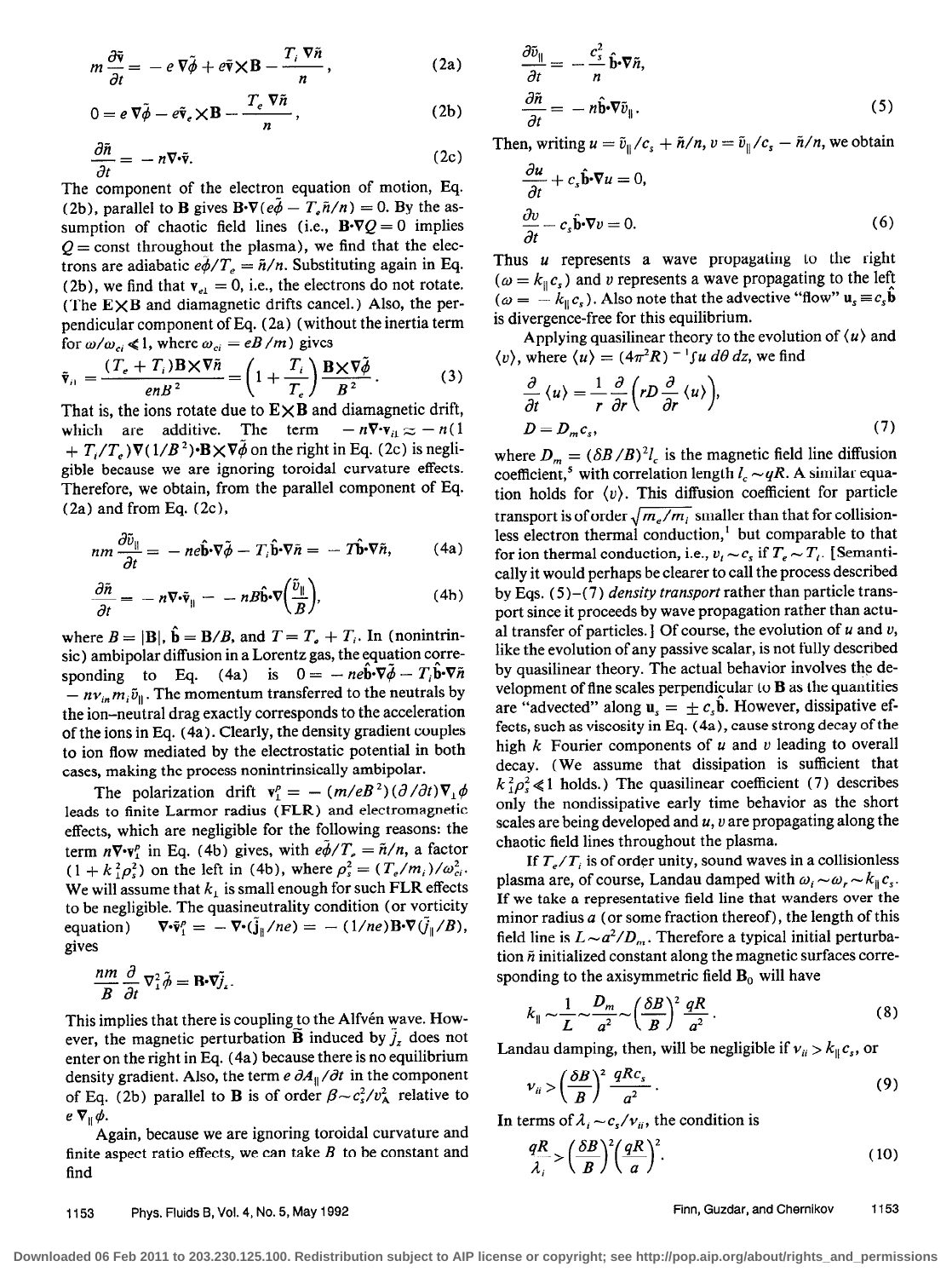$$m\frac{\partial \tilde{\mathbf{v}}}{\partial t} = -e\nabla\tilde{\phi} + e\tilde{\mathbf{v}}\times\mathbf{B} - \frac{T_i\nabla\tilde{n}}{n}, \tag{2a}$$

$$0 = e\nabla\tilde{\phi} - e\tilde{\mathbf{v}}_e\times\mathbf{B} - \frac{T_e\nabla\tilde{n}}{n}, \tag{2b}$$

$$\frac{\partial\tilde{n}}{\partial t} = -n\nabla\cdot\tilde{\mathbf{v}}. \tag{2c}$$

The component of the electron equation of motion, Eq. (2b), parallel to $\mathbf{B}$ gives $\mathbf{B}\cdot\nabla(e\tilde{\phi} - T_e\tilde{n}/n) = 0$. By the assumption of chaotic field lines (i.e., $\mathbf{B}\cdot\nabla Q = 0$ implies $Q = \text{const}$ throughout the plasma), we find that the electrons are adiabatic $e\tilde{\phi}/T_e = \tilde{n}/n$. Substituting again in Eq. (2b), we find that $\mathbf{v}_{e\perp} = 0$, i.e., the electrons do not rotate. (The $\mathbf{E}\times\mathbf{B}$ and diamagnetic drifts cancel.) Also, the perpendicular component of Eq. (2a) (without the inertia term for $\omega/\omega_{ci} \ll 1$, where $\omega_{ci} = eB/m$) gives

$$\tilde{\mathbf{v}}_{i\perp} = \frac{(T_e + T_i)\mathbf{B}\times\nabla\tilde{n}}{enB^2} = \left(1 + \frac{T_i}{T_e}\right)\frac{\mathbf{B}\times\nabla\tilde{\phi}}{B^2}. \tag{3}$$

That is, the ions rotate due to $\mathbf{E}\times\mathbf{B}$ and diamagnetic drift, which are additive. The term $-n\nabla\cdot\mathbf{v}_{i\perp} \approx -n(1 + T_i/T_e)\nabla(1/B^2)\cdot\mathbf{B}\times\nabla\tilde{\phi}$ on the right in Eq. (2c) is negligible because we are ignoring toroidal curvature effects. Therefore, we obtain, from the parallel component of Eq. (2a) and from Eq. (2c),

$$nm\frac{\partial\tilde{v}_\parallel}{\partial t} = -ne\hat{\mathbf{b}}\cdot\nabla\tilde{\phi} - T_i\hat{\mathbf{b}}\cdot\nabla\tilde{n} = -T\hat{\mathbf{b}}\cdot\nabla\tilde{n}, \tag{4a}$$

$$\frac{\partial\tilde{n}}{\partial t} = -n\nabla\cdot\tilde{\mathbf{v}}_\parallel = -nB\hat{\mathbf{b}}\cdot\nabla\left(\frac{\tilde{v}_\parallel}{B}\right), \tag{4b}$$

where $B = |\mathbf{B}|$, $\hat{\mathbf{b}} = \mathbf{B}/B$, and $T = T_e + T_i$. In (nonintrinsic) ambipolar diffusion in a Lorentz gas, the equation corresponding to Eq. (4a) is $0 = -ne\hat{\mathbf{b}}\cdot\nabla\tilde{\phi} - T_i\hat{\mathbf{b}}\cdot\nabla\tilde{n} - n\nu_{in}m_i\tilde{v}_\parallel$. The momentum transferred to the neutrals by the ion–neutral drag exactly corresponds to the acceleration of the ions in Eq. (4a). Clearly, the density gradient couples to ion flow mediated by the electrostatic potential in both cases, making the process nonintrinsically ambipolar.

The polarization drift $\mathbf{v}_\perp^p = -(m/eB^2)(\partial/\partial t)\nabla_\perp\phi$ leads to finite Larmor radius (FLR) and electromagnetic effects, which are negligible for the following reasons: the term $n\nabla\cdot\mathbf{v}_\perp^p$ in Eq. (4b) gives, with $e\tilde{\phi}/T_e = \tilde{n}/n$, a factor $(1 + k_\perp^2\rho_s^2)$ on the left in (4b), where $\rho_s^2 = (T_e/m_i)/\omega_{ci}^2$. We will assume that $k_\perp$ is small enough for such FLR effects to be negligible. The quasineutrality condition (or vorticity equation) $\nabla\cdot\tilde{\mathbf{v}}_\perp^p = -\nabla\cdot(\tilde{j}_\parallel/ne) = -(1/ne)\mathbf{B}\cdot\nabla(\tilde{j}_\parallel/B)$, gives

$$\frac{nm}{B}\frac{\partial}{\partial t}\nabla_\perp^2\tilde{\phi} = \mathbf{B}\cdot\nabla\tilde{j}_z.$$

This implies that there is coupling to the Alfvén wave. However, the magnetic perturbation $\tilde{\mathbf{B}}$ induced by $\tilde{j}_z$ does not enter on the right in Eq. (4a) because there is no equilibrium density gradient. Also, the term $e\,\partial A_\parallel/\partial t$ in the component of Eq. (2b) parallel to $\mathbf{B}$ is of order $\beta \sim c_s^2/v_A^2$ relative to $e\nabla_\parallel\phi$.

Again, because we are ignoring toroidal curvature and finite aspect ratio effects, we can take $B$ to be constant and find

$$\frac{\partial\tilde{v}_\parallel}{\partial t} = -\frac{c_s^2}{n}\hat{\mathbf{b}}\cdot\nabla\tilde{n},$$

$$\frac{\partial\tilde{n}}{\partial t} = -n\hat{\mathbf{b}}\cdot\nabla\tilde{v}_\parallel. \tag{5}$$

Then, writing $u = \tilde{v}_\parallel/c_s + \tilde{n}/n$, $v = \tilde{v}_\parallel/c_s - \tilde{n}/n$, we obtain

$$\frac{\partial u}{\partial t} + c_s\hat{\mathbf{b}}\cdot\nabla u = 0,$$

$$\frac{\partial v}{\partial t} - c_s\hat{\mathbf{b}}\cdot\nabla v = 0. \tag{6}$$

Thus $u$ represents a wave propagating to the right ($\omega = k_\parallel c_s$) and $v$ represents a wave propagating to the left ($\omega = -k_\parallel c_s$). Also note that the advective "flow" $\mathbf{u}_s \equiv c_s\hat{\mathbf{b}}$ is divergence-free for this equilibrium.

Applying quasilinear theory to the evolution of $\langle u\rangle$ and $\langle v\rangle$, where $\langle u\rangle = (4\pi^2R)^{-1}\int u\, d\theta\, dz$, we find

$$\frac{\partial}{\partial t}\langle u\rangle = \frac{1}{r}\frac{\partial}{\partial r}\left(rD\frac{\partial}{\partial r}\langle u\rangle\right),$$

$$D = D_m c_s, \tag{7}$$

where $D_m = (\delta B/B)^2 l_c$ is the magnetic field line diffusion coefficient,[5] with correlation length $l_c \sim qR$. A similar equation holds for $\langle v\rangle$. This diffusion coefficient for particle transport is of order $\sqrt{m_e/m_i}$ smaller than that for collisionless electron thermal conduction,[1] but comparable to that for ion thermal conduction, i.e., $v_t \sim c_s$ if $T_e \sim T_i$. [Semantically it would perhaps be clearer to call the process described by Eqs. (5)–(7) *density transport* rather than particle transport since it proceeds by wave propagation rather than actual transfer of particles.] Of course, the evolution of $u$ and $v$, like the evolution of any passive scalar, is not fully described by quasilinear theory. The actual behavior involves the development of fine scales perpendicular to $\mathbf{B}$ as the quantities are "advected" along $\mathbf{u}_s = \pm c_s\hat{\mathbf{b}}$. However, dissipative effects, such as viscosity in Eq. (4a), cause strong decay of the high $k$ Fourier components of $u$ and $v$ leading to overall decay. (We assume that dissipation is sufficient that $k_\perp^2\rho_s^2 \ll 1$ holds.) The quasilinear coefficient (7) describes only the nondissipative early time behavior as the short scales are being developed and $u$, $v$ are propagating along the chaotic field lines throughout the plasma.

If $T_e/T_i$ is of order unity, sound waves in a collisionless plasma are, of course, Landau damped with $\omega_i \sim \omega_r \sim k_\parallel c_s$. If we take a representative field line that wanders over the minor radius $a$ (or some fraction thereof), the length of this field line is $L \sim a^2/D_m$. Therefore a typical initial perturbation $\tilde{n}$ initialized constant along the magnetic surfaces corresponding to the axisymmetric field $\mathbf{B}_0$ will have

$$k_\parallel \sim \frac{1}{L} \sim \frac{D_m}{a^2} \sim \left(\frac{\delta B}{B}\right)^2\frac{qR}{a^2}. \tag{8}$$

Landau damping, then, will be negligible if $\nu_{ii} > k_\parallel c_s$, or

$$\nu_{ii} > \left(\frac{\delta B}{B}\right)^2\frac{qRc_s}{a^2}. \tag{9}$$

In terms of $\lambda_i \sim c_s/\nu_{ii}$, the condition is

$$\frac{qR}{\lambda_i} > \left(\frac{\delta B}{B}\right)^2\left(\frac{qR}{a}\right)^2. \tag{10}$$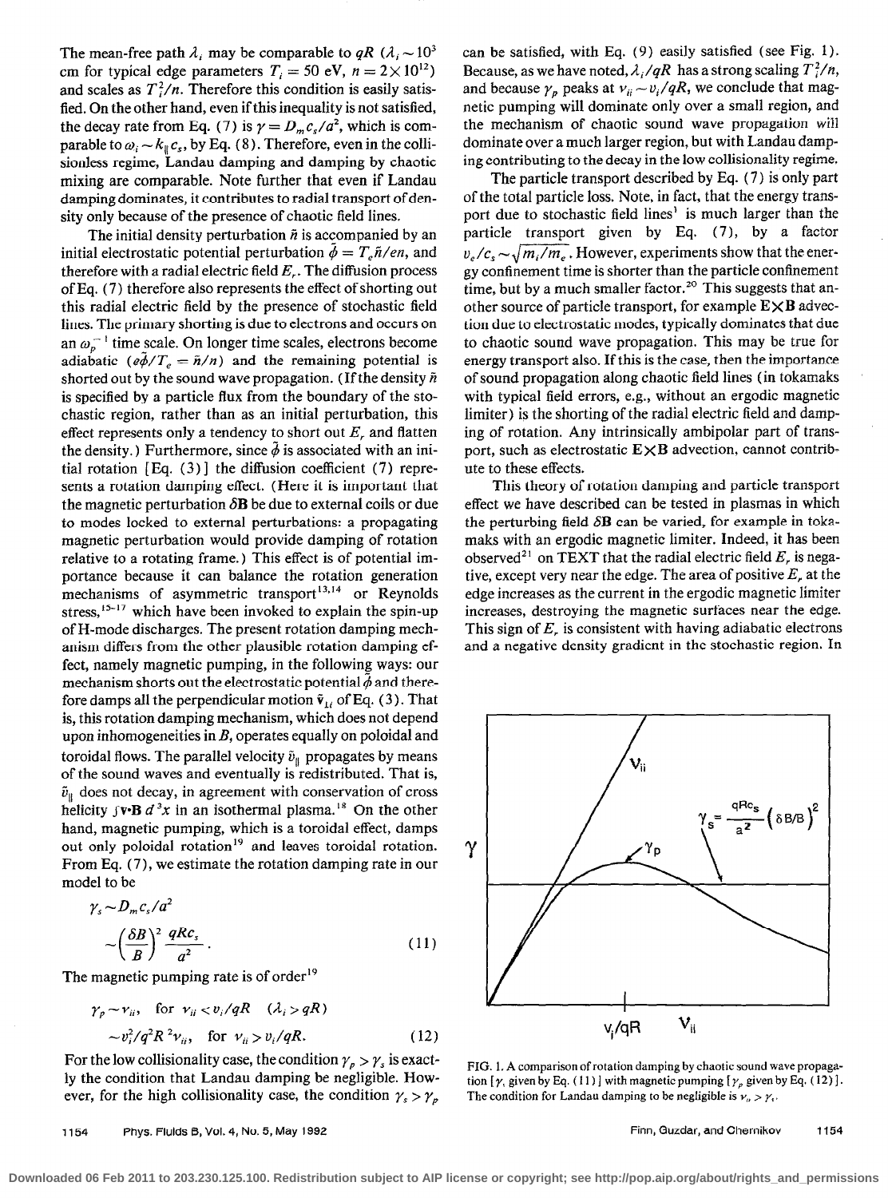The mean-free path $\lambda_i$ may be comparable to $qR$ ($\lambda_i \sim 10^3$ cm for typical edge parameters $T_i = 50$ eV, $n = 2\times 10^{12}$) and scales as $T_i^2/n$. Therefore this condition is easily satisfied. On the other hand, even if this inequality is not satisfied, the decay rate from Eq. (7) is $\gamma = D_m c_s/a^2$, which is comparable to $\omega_i \sim k_\parallel c_s$, by Eq. (8). Therefore, even in the collisionless regime, Landau damping and damping by chaotic mixing are comparable. Note further that even if Landau damping dominates, it contributes to radial transport of density only because of the presence of chaotic field lines.

The initial density perturbation $\tilde{n}$ is accompanied by an initial electrostatic potential perturbation $\tilde{\phi} = T_e\tilde{n}/en$, and therefore with a radial electric field $E_r$. The diffusion process of Eq. (7) therefore also represents the effect of shorting out this radial electric field by the presence of stochastic field lines. The primary shorting is due to electrons and occurs on an $\omega_p^{-1}$ time scale. On longer time scales, electrons become adiabatic ($e\tilde{\phi}/T_e = \tilde{n}/n$) and the remaining potential is shorted out by the sound wave propagation. (If the density $\tilde{n}$ is specified by a particle flux from the boundary of the stochastic region, rather than as an initial perturbation, this effect represents only a tendency to short out $E_r$ and flatten the density.) Furthermore, since $\tilde{\phi}$ is associated with an initial rotation [Eq. (3)] the diffusion coefficient (7) represents a rotation damping effect. (Here it is important that the magnetic perturbation $\delta\mathbf{B}$ be due to external coils or due to modes locked to external perturbations: a propagating magnetic perturbation would provide damping of rotation relative to a rotating frame.) This effect is of potential importance because it can balance the rotation generation mechanisms of asymmetric transport[13,14] or Reynolds stress,[15-17] which have been invoked to explain the spin-up of H-mode discharges. The present rotation damping mechanism differs from the other plausible rotation damping effect, namely magnetic pumping, in the following ways: our mechanism shorts out the electrostatic potential $\tilde{\phi}$ and therefore damps all the perpendicular motion $\tilde{\mathbf{v}}_{\perp i}$ of Eq. (3). That is, this rotation damping mechanism, which does not depend upon inhomogeneities in $B$, operates equally on poloidal and toroidal flows. The parallel velocity $\tilde{v}_\parallel$ propagates by means of the sound waves and eventually is redistributed. That is, $\tilde{v}_\parallel$ does not decay, in agreement with conservation of cross helicity $\int \mathbf{v}\cdot\mathbf{B}\, d^3x$ in an isothermal plasma.[18] On the other hand, magnetic pumping, which is a toroidal effect, damps out only poloidal rotation[19] and leaves toroidal rotation. From Eq. (7), we estimate the rotation damping rate in our model to be

$$\gamma_s \sim D_m c_s/a^2 \sim \left(\frac{\delta B}{B}\right)^2 \frac{qRc_s}{a^2}. \tag{11}$$

The magnetic pumping rate is of order[19]

$$\gamma_p \sim \nu_{ii}, \quad \text{for } \nu_{ii} < v_i/qR \quad (\lambda_i > qR)$$
$$\sim v_i^2/q^2R^2\nu_{ii}, \quad \text{for } \nu_{ii} > v_i/qR. \tag{12}$$

For the low collisionality case, the condition $\gamma_p > \gamma_s$ is exactly the condition that Landau damping be negligible. However, for the high collisionality case, the condition $\gamma_s > \gamma_p$ can be satisfied, with Eq. (9) easily satisfied (see Fig. 1). Because, as we have noted, $\lambda_i/qR$ has a strong scaling $T_i^2/n$, and because $\gamma_p$ peaks at $\nu_{ii} \sim v_i/qR$, we conclude that magnetic pumping will dominate only over a small region, and the mechanism of chaotic sound wave propagation will dominate over a much larger region, but with Landau damping contributing to the decay in the low collisionality regime.

The particle transport described by Eq. (7) is only part of the total particle loss. Note, in fact, that the energy transport due to stochastic field lines[1] is much larger than the particle transport given by Eq. (7), by a factor $v_e/c_s \sim \sqrt{m_i/m_e}$. However, experiments show that the energy confinement time is shorter than the particle confinement time, but by a much smaller factor.[20] This suggests that another source of particle transport, for example $\mathbf{E}\times\mathbf{B}$ advection due to electrostatic modes, typically dominates that due to chaotic sound wave propagation. This may be true for energy transport also. If this is the case, then the importance of sound propagation along chaotic field lines (in tokamaks with typical field errors, e.g., without an ergodic magnetic limiter) is the shorting of the radial electric field and damping of rotation. Any intrinsically ambipolar part of transport, such as electrostatic $\mathbf{E}\times\mathbf{B}$ advection, cannot contribute to these effects.

This theory of rotation damping and particle transport effect we have described can be tested in plasmas in which the perturbing field $\delta B$ can be varied, for example in tokamaks with an ergodic magnetic limiter. Indeed, it has been observed[21] on TEXT that the radial electric field $E_r$ is negative, except very near the edge. The area of positive $E_r$ at the edge increases as the current in the ergodic magnetic limiter increases, destroying the magnetic surfaces near the edge. This sign of $E_r$ is consistent with having adiabatic electrons and a negative density gradient in the stochastic region. In

FIG. 1. A comparison of rotation damping by chaotic sound wave propagation [$\gamma_s$ given by Eq. (11)] with magnetic pumping [$\gamma_p$ given by Eq. (12)]. The condition for Landau damping to be negligible is $\nu_{ii} > \gamma_s$.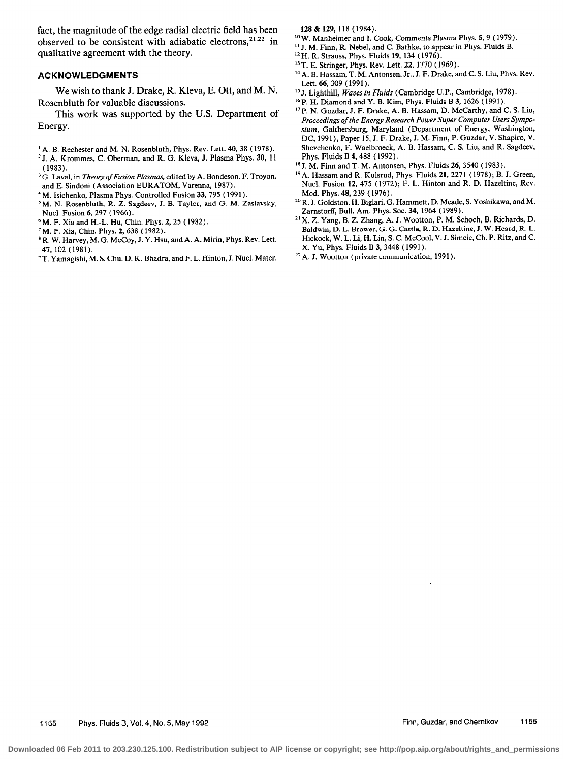fact, the magnitude of the edge radial electric field has been observed to be consistent with adiabatic electrons,[21,22] in qualitative agreement with the theory.

## ACKNOWLEDGMENTS

We wish to thank J. Drake, R. Kleva, E. Ott, and M. N. Rosenbluth for valuable discussions.

This work was supported by the U.S. Department of Energy.

[1] A. B. Rechester and M. N. Rosenbluth, Phys. Rev. Lett. **40**, 38 (1978).
[2] J. A. Krommes, C. Oberman, and R. G. Kleva, J. Plasma Phys. **30**, 11 (1983).
[3] G. Laval, in *Theory of Fusion Plasmas*, edited by A. Bondeson, F. Troyon, and E. Sindoni (Association EURATOM, Varenna, 1987).
[4] M. Isichenko, Plasma Phys. Controlled Fusion **33**, 795 (1991).
[5] M. N. Rosenbluth, R. Z. Sagdeev, J. B. Taylor, and G. M. Zaslavsky, Nucl. Fusion **6**, 297 (1966).
[6] M. F. Xia and H.-L. Hu, Chin. Phys. **2**, 25 (1982).
[7] M. F. Xia, Chin. Phys. **2**, 638 (1982).
[8] R. W. Harvey, M. G. McCoy, J. Y. Hsu, and A. A. Mirin, Phys. Rev. Lett. **47**, 102 (1981).
[9] T. Yamagishi, M. S. Chu, D. K. Bhadra, and F. L. Hinton, J. Nucl. Mater. **128 & 129**, 118 (1984).
[10] W. Manheimer and I. Cook, Comments Plasma Phys. **5**, 9 (1979).
[11] J. M. Finn, R. Nebel, and C. Bathke, to appear in Phys. Fluids B.
[12] H. R. Strauss, Phys. Fluids **19**, 134 (1976).
[13] T. E. Stringer, Phys. Rev. Lett. **22**, 1770 (1969).
[14] A. B. Hassam, T. M. Antonsen, Jr., J. F. Drake, and C. S. Liu, Phys. Rev. Lett. **66**, 309 (1991).
[15] J. Lighthill, *Waves in Fluids* (Cambridge U.P., Cambridge, 1978).
[16] P. H. Diamond and Y. B. Kim, Phys. Fluids B **3**, 1626 (1991).
[17] P. N. Guzdar, J. F. Drake, A. B. Hassam, D. McCarthy, and C. S. Liu, *Proceedings of the Energy Research Power Super Computer Users Symposium*, Gaithersburg, Maryland (Department of Energy, Washington, DC, 1991), Paper 15; J. F. Drake, J. M. Finn, P. Guzdar, V. Shapiro, V. Shevchenko, F. Waelbroeck, A. B. Hassam, C. S. Liu, and R. Sagdeev, Phys. Fluids B **4**, 488 (1992).
[18] J. M. Finn and T. M. Antonsen, Phys. Fluids **26**, 3540 (1983).
[19] A. Hassam and R. Kulsrud, Phys. Fluids **21**, 2271 (1978); B. J. Green, Nucl. Fusion **12**, 475 (1972); F. L. Hinton and R. D. Hazeltine, Rev. Mod. Phys. **48**, 239 (1976).
[20] R. J. Goldston, H. Biglari, G. Hammett, D. Meade, S. Yoshikawa, and M. Zarnstorff, Bull. Am. Phys. Soc. **34**, 1964 (1989).
[21] X. Z. Yang, B. Z. Zhang, A. J. Wootton, P. M. Schoch, B. Richards, D. Baldwin, D. L. Brower, G. G. Castle, R. D. Hazeltine, J. W. Heard, R. L. Hickock, W. L. Li, H. Lin, S. C. McCool, V. J. Simcic, Ch. P. Ritz, and C. X. Yu, Phys. Fluids B **3**, 3448 (1991).
[22] A. J. Wootton (private communication, 1991).